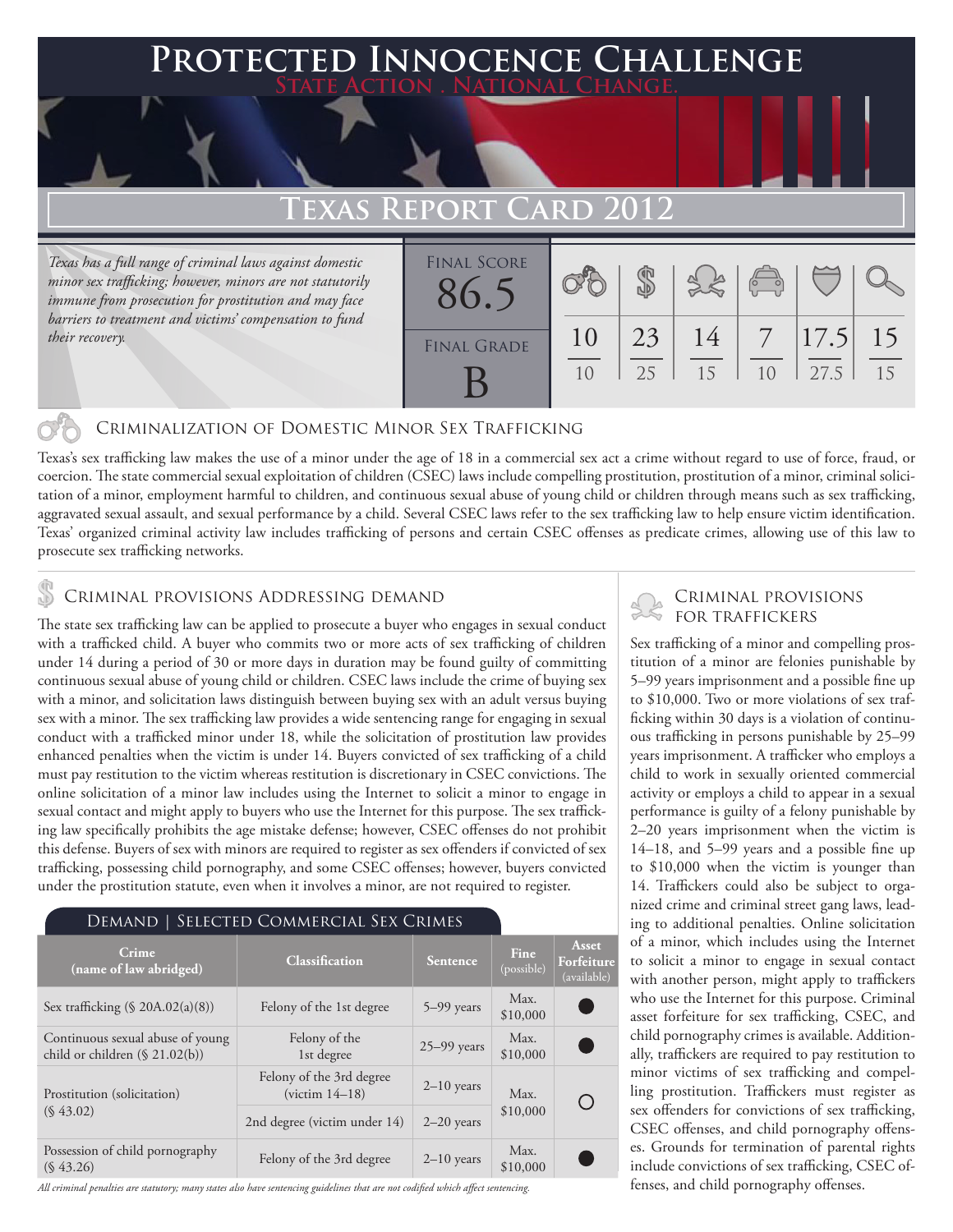# Protected Innocence Challenge

State Action . National Change.

## Texas Report Card 2012

*Texas has a full range of criminal laws against domestic minor sex trafficking; however, minors are not statutorily immune from prosecution for prostitution and may face barriers to treatment and victims' compensation to fund their recovery.*

| Final Score | | | | | | |
|---|---|---|---|---|---|---|
| 86.5 | 10/10 | 23/25 | 14/15 | 7/10 | 17.5/27.5 | 15/15 |
| Final Grade: B | | | | | | |

### Criminalization of Domestic Minor Sex Trafficking

Texas's sex trafficking law makes the use of a minor under the age of 18 in a commercial sex act a crime without regard to use of force, fraud, or coercion. The state commercial sexual exploitation of children (CSEC) laws include compelling prostitution, prostitution of a minor, criminal solicitation of a minor, employment harmful to children, and continuous sexual abuse of young child or children through means such as sex trafficking, aggravated sexual assault, and sexual performance by a child. Several CSEC laws refer to the sex trafficking law to help ensure victim identification. Texas' organized criminal activity law includes trafficking of persons and certain CSEC offenses as predicate crimes, allowing use of this law to prosecute sex trafficking networks.

### Criminal provisions Addressing demand

The state sex trafficking law can be applied to prosecute a buyer who engages in sexual conduct with a trafficked child. A buyer who commits two or more acts of sex trafficking of children under 14 during a period of 30 or more days in duration may be found guilty of committing continuous sexual abuse of young child or children. CSEC laws include the crime of buying sex with a minor, and solicitation laws distinguish between buying sex with an adult versus buying sex with a minor. The sex trafficking law provides a wide sentencing range for engaging in sexual conduct with a trafficked minor under 18, while the solicitation of prostitution law provides enhanced penalties when the victim is under 14. Buyers convicted of sex trafficking of a child must pay restitution to the victim whereas restitution is discretionary in CSEC convictions. The online solicitation of a minor law includes using the Internet to solicit a minor to engage in sexual contact and might apply to buyers who use the Internet for this purpose. The sex trafficking law specifically prohibits the age mistake defense; however, CSEC offenses do not prohibit this defense. Buyers of sex with minors are required to register as sex offenders if convicted of sex trafficking, possessing child pornography, and some CSEC offenses; however, buyers convicted under the prostitution statute, even when it involves a minor, are not required to register.

#### Demand | Selected Commercial Sex Crimes

| Crime (name of law abridged) | Classification | Sentence | Fine (possible) | Asset Forfeiture (available) |
|---|---|---|---|---|
| Sex trafficking (§ 20A.02(a)(8)) | Felony of the 1st degree | 5–99 years | Max. $10,000 | ● |
| Continuous sexual abuse of young child or children (§ 21.02(b)) | Felony of the 1st degree | 25–99 years | Max. $10,000 | ● |
| Prostitution (solicitation) (§ 43.02) | Felony of the 3rd degree (victim 14–18) | 2–10 years | Max. $10,000 | ○ |
| | 2nd degree (victim under 14) | 2–20 years | | |
| Possession of child pornography (§ 43.26) | Felony of the 3rd degree | 2–10 years | Max. $10,000 | ● |

*All criminal penalties are statutory; many states also have sentencing guidelines that are not codified which affect sentencing.*

### Criminal provisions for traffickers

Sex trafficking of a minor and compelling prostitution of a minor are felonies punishable by 5–99 years imprisonment and a possible fine up to $10,000. Two or more violations of sex trafficking within 30 days is a violation of continuous trafficking in persons punishable by 25–99 years imprisonment. A trafficker who employs a child to work in sexually oriented commercial activity or employs a child to appear in a sexual performance is guilty of a felony punishable by 2–20 years imprisonment when the victim is 14–18, and 5–99 years and a possible fine up to $10,000 when the victim is younger than 14. Traffickers could also be subject to organized crime and criminal street gang laws, leading to additional penalties. Online solicitation of a minor, which includes using the Internet to solicit a minor to engage in sexual contact with another person, might apply to traffickers who use the Internet for this purpose. Criminal asset forfeiture for sex trafficking, CSEC, and child pornography crimes is available. Additionally, traffickers are required to pay restitution to minor victims of sex trafficking and compelling prostitution. Traffickers must register as sex offenders for convictions of sex trafficking, CSEC offenses, and child pornography offenses. Grounds for termination of parental rights include convictions of sex trafficking, CSEC offenses, and child pornography offenses.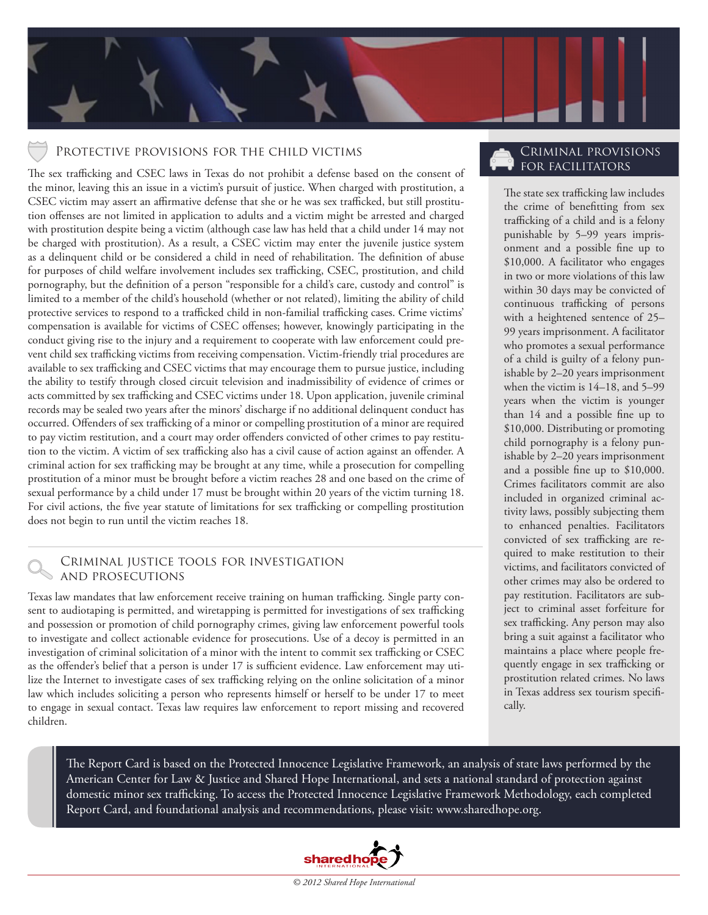## Protective provisions for the child victims

The sex trafficking and CSEC laws in Texas do not prohibit a defense based on the consent of the minor, leaving this an issue in a victim's pursuit of justice. When charged with prostitution, a CSEC victim may assert an affirmative defense that she or he was sex trafficked, but still prostitution offenses are not limited in application to adults and a victim might be arrested and charged with prostitution despite being a victim (although case law has held that a child under 14 may not be charged with prostitution). As a result, a CSEC victim may enter the juvenile justice system as a delinquent child or be considered a child in need of rehabilitation. The definition of abuse for purposes of child welfare involvement includes sex trafficking, CSEC, prostitution, and child pornography, but the definition of a person "responsible for a child's care, custody and control" is limited to a member of the child's household (whether or not related), limiting the ability of child protective services to respond to a trafficked child in non-familial trafficking cases. Crime victims' compensation is available for victims of CSEC offenses; however, knowingly participating in the conduct giving rise to the injury and a requirement to cooperate with law enforcement could prevent child sex trafficking victims from receiving compensation. Victim-friendly trial procedures are available to sex trafficking and CSEC victims that may encourage them to pursue justice, including the ability to testify through closed circuit television and inadmissibility of evidence of crimes or acts committed by sex trafficking and CSEC victims under 18. Upon application, juvenile criminal records may be sealed two years after the minors' discharge if no additional delinquent conduct has occurred. Offenders of sex trafficking of a minor or compelling prostitution of a minor are required to pay victim restitution, and a court may order offenders convicted of other crimes to pay restitution to the victim. A victim of sex trafficking also has a civil cause of action against an offender. A criminal action for sex trafficking may be brought at any time, while a prosecution for compelling prostitution of a minor must be brought before a victim reaches 28 and one based on the crime of sexual performance by a child under 17 must be brought within 20 years of the victim turning 18. For civil actions, the five year statute of limitations for sex trafficking or compelling prostitution does not begin to run until the victim reaches 18.

## Criminal justice tools for investigation and prosecutions

Texas law mandates that law enforcement receive training on human trafficking. Single party consent to audiotaping is permitted, and wiretapping is permitted for investigations of sex trafficking and possession or promotion of child pornography crimes, giving law enforcement powerful tools to investigate and collect actionable evidence for prosecutions. Use of a decoy is permitted in an investigation of criminal solicitation of a minor with the intent to commit sex trafficking or CSEC as the offender's belief that a person is under 17 is sufficient evidence. Law enforcement may utilize the Internet to investigate cases of sex trafficking relying on the online solicitation of a minor law which includes soliciting a person who represents himself or herself to be under 17 to meet to engage in sexual contact. Texas law requires law enforcement to report missing and recovered children.

## Criminal provisions for facilitators

The state sex trafficking law includes the crime of benefitting from sex trafficking of a child and is a felony punishable by 5–99 years imprisonment and a possible fine up to $10,000. A facilitator who engages in two or more violations of this law within 30 days may be convicted of continuous trafficking of persons with a heightened sentence of 25–99 years imprisonment. A facilitator who promotes a sexual performance of a child is guilty of a felony punishable by 2–20 years imprisonment when the victim is 14–18, and 5–99 years when the victim is younger than 14 and a possible fine up to $10,000. Distributing or promoting child pornography is a felony punishable by 2–20 years imprisonment and a possible fine up to $10,000. Crimes facilitators commit are also included in organized criminal activity laws, possibly subjecting them to enhanced penalties. Facilitators convicted of sex trafficking are required to make restitution to their victims, and facilitators convicted of other crimes may also be ordered to pay restitution. Facilitators are subject to criminal asset forfeiture for sex trafficking. Any person may also bring a suit against a facilitator who maintains a place where people frequently engage in sex trafficking or prostitution related crimes. No laws in Texas address sex tourism specifically.

The Report Card is based on the Protected Innocence Legislative Framework, an analysis of state laws performed by the American Center for Law & Justice and Shared Hope International, and sets a national standard of protection against domestic minor sex trafficking. To access the Protected Innocence Legislative Framework Methodology, each completed Report Card, and foundational analysis and recommendations, please visit: www.sharedhope.org.

shared hope INTERNATIONAL

*© 2012 Shared Hope International*